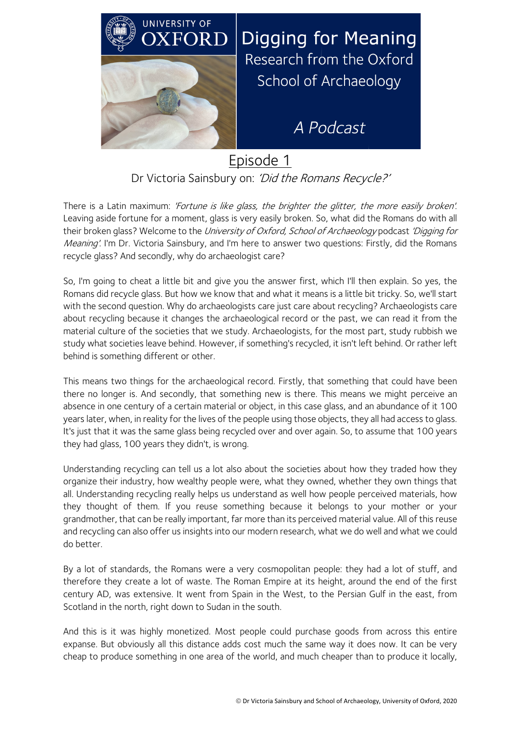UNIVERSITY OF OXFORD

# Digging for Meaning

Research from the Oxford School of Archaeology

*A Podcast*

## Episode 1

Dr Victoria Sainsbury on: *'Did the Romans Recycle?'*

There is a Latin maximum: *'Fortune is like glass, the brighter the glitter, the more easily broken'*. Leaving aside fortune for a moment, glass is very easily broken. So, what did the Romans do with all their broken glass? Welcome to the *University of Oxford, School of Archaeology* podcast *'Digging for Meaning'*. I'm Dr. Victoria Sainsbury, and I'm here to answer two questions: Firstly, did the Romans recycle glass? And secondly, why do archaeologist care?

So, I'm going to cheat a little bit and give you the answer first, which I'll then explain. So yes, the Romans did recycle glass. But how we know that and what it means is a little bit tricky. So, we'll start with the second question. Why do archaeologists care just care about recycling? Archaeologists care about recycling because it changes the archaeological record or the past, we can read it from the material culture of the societies that we study. Archaeologists, for the most part, study rubbish we study what societies leave behind. However, if something's recycled, it isn't left behind. Or rather left behind is something different or other.

This means two things for the archaeological record. Firstly, that something that could have been there no longer is. And secondly, that something new is there. This means we might perceive an absence in one century of a certain material or object, in this case glass, and an abundance of it 100 years later, when, in reality for the lives of the people using those objects, they all had access to glass. It's just that it was the same glass being recycled over and over again. So, to assume that 100 years they had glass, 100 years they didn't, is wrong.

Understanding recycling can tell us a lot also about the societies about how they traded how they organize their industry, how wealthy people were, what they owned, whether they own things that all. Understanding recycling really helps us understand as well how people perceived materials, how they thought of them. If you reuse something because it belongs to your mother or your grandmother, that can be really important, far more than its perceived material value. All of this reuse and recycling can also offer us insights into our modern research, what we do well and what we could do better.

By a lot of standards, the Romans were a very cosmopolitan people: they had a lot of stuff, and therefore they create a lot of waste. The Roman Empire at its height, around the end of the first century AD, was extensive. It went from Spain in the West, to the Persian Gulf in the east, from Scotland in the north, right down to Sudan in the south.

And this is it was highly monetized. Most people could purchase goods from across this entire expanse. But obviously all this distance adds cost much the same way it does now. It can be very cheap to produce something in one area of the world, and much cheaper than to produce it locally,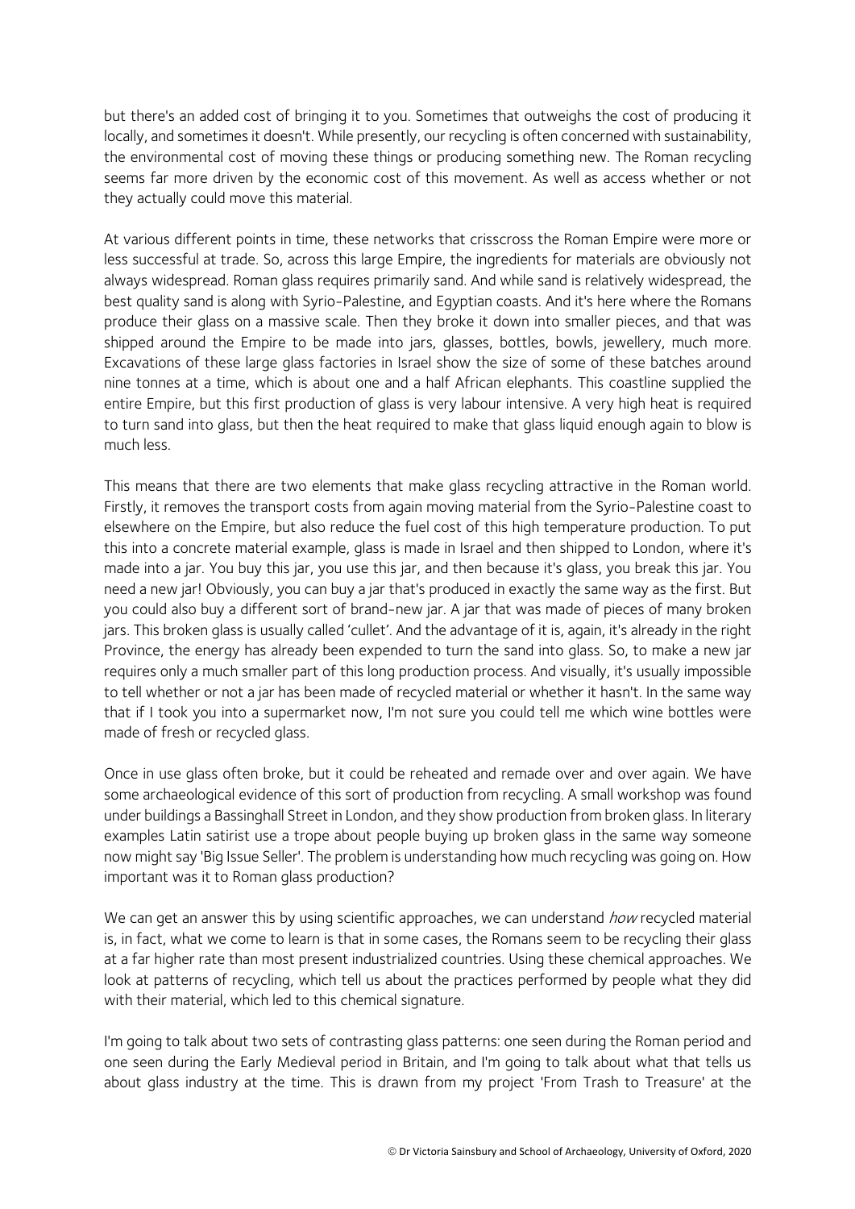but there's an added cost of bringing it to you. Sometimes that outweighs the cost of producing it locally, and sometimes it doesn't. While presently, our recycling is often concerned with sustainability, the environmental cost of moving these things or producing something new. The Roman recycling seems far more driven by the economic cost of this movement. As well as access whether or not they actually could move this material.

At various different points in time, these networks that crisscross the Roman Empire were more or less successful at trade. So, across this large Empire, the ingredients for materials are obviously not always widespread. Roman glass requires primarily sand. And while sand is relatively widespread, the best quality sand is along with Syrio-Palestine, and Egyptian coasts. And it's here where the Romans produce their glass on a massive scale. Then they broke it down into smaller pieces, and that was shipped around the Empire to be made into jars, glasses, bottles, bowls, jewellery, much more. Excavations of these large glass factories in Israel show the size of some of these batches around nine tonnes at a time, which is about one and a half African elephants. This coastline supplied the entire Empire, but this first production of glass is very labour intensive. A very high heat is required to turn sand into glass, but then the heat required to make that glass liquid enough again to blow is much less.

This means that there are two elements that make glass recycling attractive in the Roman world. Firstly, it removes the transport costs from again moving material from the Syrio-Palestine coast to elsewhere on the Empire, but also reduce the fuel cost of this high temperature production. To put this into a concrete material example, glass is made in Israel and then shipped to London, where it's made into a jar. You buy this jar, you use this jar, and then because it's glass, you break this jar. You need a new jar! Obviously, you can buy a jar that's produced in exactly the same way as the first. But you could also buy a different sort of brand-new jar. A jar that was made of pieces of many broken jars. This broken glass is usually called 'cullet'. And the advantage of it is, again, it's already in the right Province, the energy has already been expended to turn the sand into glass. So, to make a new jar requires only a much smaller part of this long production process. And visually, it's usually impossible to tell whether or not a jar has been made of recycled material or whether it hasn't. In the same way that if I took you into a supermarket now, I'm not sure you could tell me which wine bottles were made of fresh or recycled glass.

Once in use glass often broke, but it could be reheated and remade over and over again. We have some archaeological evidence of this sort of production from recycling. A small workshop was found under buildings a Bassinghall Street in London, and they show production from broken glass. In literary examples Latin satirist use a trope about people buying up broken glass in the same way someone now might say 'Big Issue Seller'. The problem is understanding how much recycling was going on. How important was it to Roman glass production?

We can get an answer this by using scientific approaches, we can understand *how* recycled material is, in fact, what we come to learn is that in some cases, the Romans seem to be recycling their glass at a far higher rate than most present industrialized countries. Using these chemical approaches. We look at patterns of recycling, which tell us about the practices performed by people what they did with their material, which led to this chemical signature.

I'm going to talk about two sets of contrasting glass patterns: one seen during the Roman period and one seen during the Early Medieval period in Britain, and I'm going to talk about what that tells us about glass industry at the time. This is drawn from my project 'From Trash to Treasure' at the

© Dr Victoria Sainsbury and School of Archaeology, University of Oxford, 2020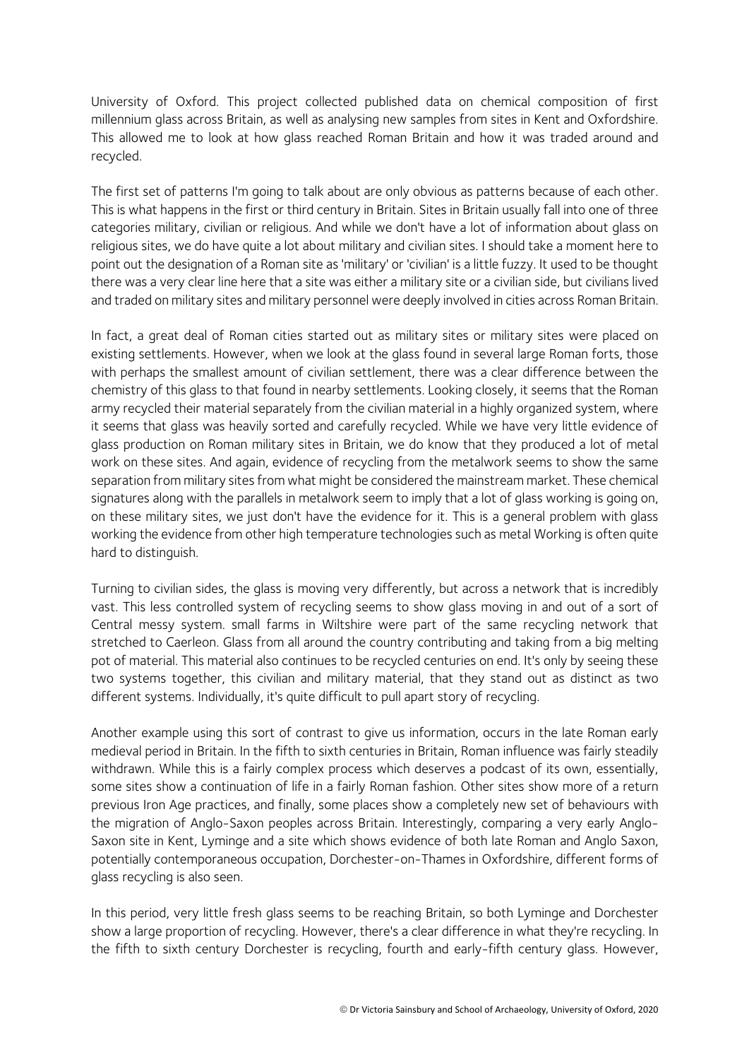University of Oxford. This project collected published data on chemical composition of first millennium glass across Britain, as well as analysing new samples from sites in Kent and Oxfordshire. This allowed me to look at how glass reached Roman Britain and how it was traded around and recycled.

The first set of patterns I'm going to talk about are only obvious as patterns because of each other. This is what happens in the first or third century in Britain. Sites in Britain usually fall into one of three categories military, civilian or religious. And while we don't have a lot of information about glass on religious sites, we do have quite a lot about military and civilian sites. I should take a moment here to point out the designation of a Roman site as 'military' or 'civilian' is a little fuzzy. It used to be thought there was a very clear line here that a site was either a military site or a civilian side, but civilians lived and traded on military sites and military personnel were deeply involved in cities across Roman Britain.

In fact, a great deal of Roman cities started out as military sites or military sites were placed on existing settlements. However, when we look at the glass found in several large Roman forts, those with perhaps the smallest amount of civilian settlement, there was a clear difference between the chemistry of this glass to that found in nearby settlements. Looking closely, it seems that the Roman army recycled their material separately from the civilian material in a highly organized system, where it seems that glass was heavily sorted and carefully recycled. While we have very little evidence of glass production on Roman military sites in Britain, we do know that they produced a lot of metal work on these sites. And again, evidence of recycling from the metalwork seems to show the same separation from military sites from what might be considered the mainstream market. These chemical signatures along with the parallels in metalwork seem to imply that a lot of glass working is going on, on these military sites, we just don't have the evidence for it. This is a general problem with glass working the evidence from other high temperature technologies such as metal Working is often quite hard to distinguish.

Turning to civilian sides, the glass is moving very differently, but across a network that is incredibly vast. This less controlled system of recycling seems to show glass moving in and out of a sort of Central messy system. small farms in Wiltshire were part of the same recycling network that stretched to Caerleon. Glass from all around the country contributing and taking from a big melting pot of material. This material also continues to be recycled centuries on end. It's only by seeing these two systems together, this civilian and military material, that they stand out as distinct as two different systems. Individually, it's quite difficult to pull apart story of recycling.

Another example using this sort of contrast to give us information, occurs in the late Roman early medieval period in Britain. In the fifth to sixth centuries in Britain, Roman influence was fairly steadily withdrawn. While this is a fairly complex process which deserves a podcast of its own, essentially, some sites show a continuation of life in a fairly Roman fashion. Other sites show more of a return previous Iron Age practices, and finally, some places show a completely new set of behaviours with the migration of Anglo-Saxon peoples across Britain. Interestingly, comparing a very early Anglo-Saxon site in Kent, Lyminge and a site which shows evidence of both late Roman and Anglo Saxon, potentially contemporaneous occupation, Dorchester-on-Thames in Oxfordshire, different forms of glass recycling is also seen.

In this period, very little fresh glass seems to be reaching Britain, so both Lyminge and Dorchester show a large proportion of recycling. However, there's a clear difference in what they're recycling. In the fifth to sixth century Dorchester is recycling, fourth and early-fifth century glass. However,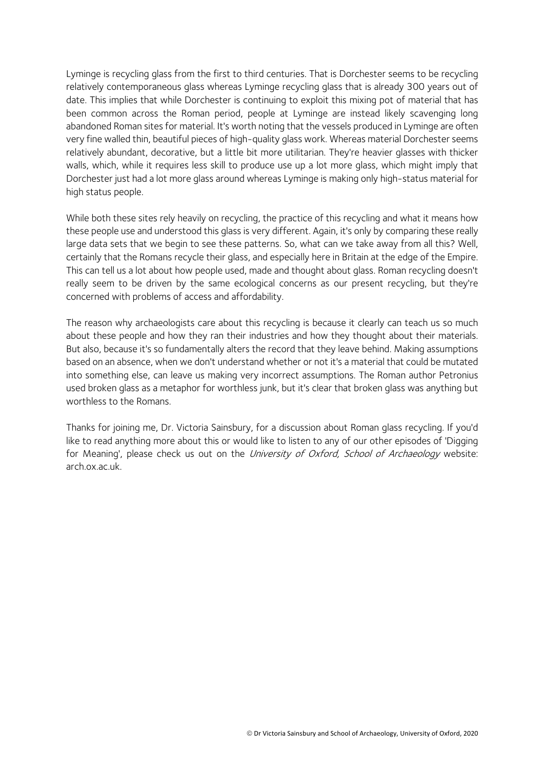Lyminge is recycling glass from the first to third centuries. That is Dorchester seems to be recycling relatively contemporaneous glass whereas Lyminge recycling glass that is already 300 years out of date. This implies that while Dorchester is continuing to exploit this mixing pot of material that has been common across the Roman period, people at Lyminge are instead likely scavenging long abandoned Roman sites for material. It's worth noting that the vessels produced in Lyminge are often very fine walled thin, beautiful pieces of high-quality glass work. Whereas material Dorchester seems relatively abundant, decorative, but a little bit more utilitarian. They're heavier glasses with thicker walls, which, while it requires less skill to produce use up a lot more glass, which might imply that Dorchester just had a lot more glass around whereas Lyminge is making only high-status material for high status people.

While both these sites rely heavily on recycling, the practice of this recycling and what it means how these people use and understood this glass is very different. Again, it's only by comparing these really large data sets that we begin to see these patterns. So, what can we take away from all this? Well, certainly that the Romans recycle their glass, and especially here in Britain at the edge of the Empire. This can tell us a lot about how people used, made and thought about glass. Roman recycling doesn't really seem to be driven by the same ecological concerns as our present recycling, but they're concerned with problems of access and affordability.

The reason why archaeologists care about this recycling is because it clearly can teach us so much about these people and how they ran their industries and how they thought about their materials. But also, because it's so fundamentally alters the record that they leave behind. Making assumptions based on an absence, when we don't understand whether or not it's a material that could be mutated into something else, can leave us making very incorrect assumptions. The Roman author Petronius used broken glass as a metaphor for worthless junk, but it's clear that broken glass was anything but worthless to the Romans.

Thanks for joining me, Dr. Victoria Sainsbury, for a discussion about Roman glass recycling. If you'd like to read anything more about this or would like to listen to any of our other episodes of 'Digging for Meaning', please check us out on the *University of Oxford, School of Archaeology* website: arch.ox.ac.uk.

© Dr Victoria Sainsbury and School of Archaeology, University of Oxford, 2020